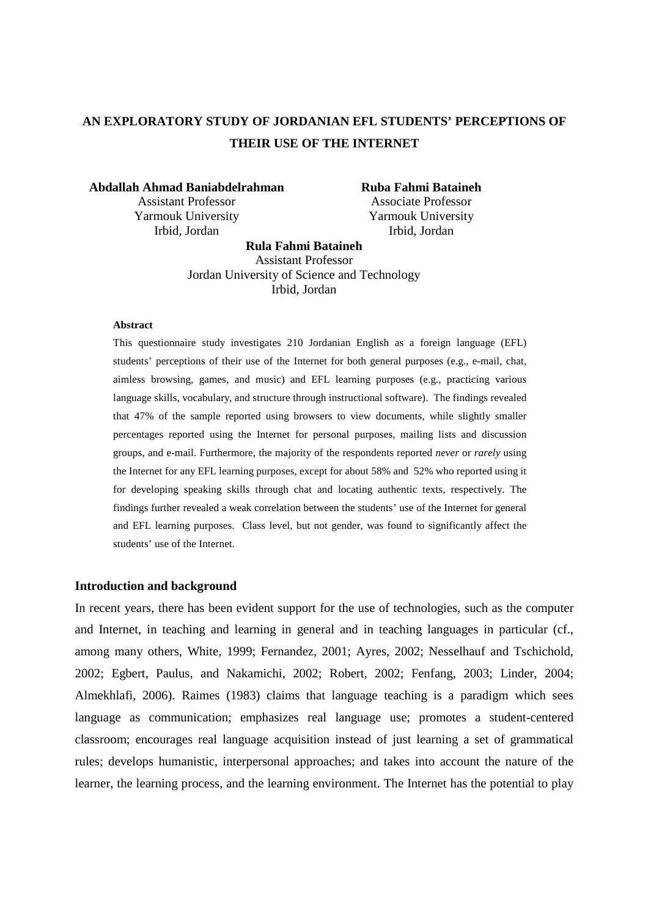# AN EXPLORATORY STUDY OF JORDANIAN EFL STUDENTS' PERCEPTIONS OF THEIR USE OF THE INTERNET

**Abdallah Ahmad Baniabdelrahman**
Assistant Professor
Yarmouk University
Irbid, Jordan

**Ruba Fahmi Bataineh**
Associate Professor
Yarmouk University
Irbid, Jordan

**Rula Fahmi Bataineh**
Assistant Professor
Jordan University of Science and Technology
Irbid, Jordan

**Abstract**

This questionnaire study investigates 210 Jordanian English as a foreign language (EFL) students' perceptions of their use of the Internet for both general purposes (e.g., e-mail, chat, aimless browsing, games, and music) and EFL learning purposes (e.g., practicing various language skills, vocabulary, and structure through instructional software). The findings revealed that 47% of the sample reported using browsers to view documents, while slightly smaller percentages reported using the Internet for personal purposes, mailing lists and discussion groups, and e-mail. Furthermore, the majority of the respondents reported *never* or *rarely* using the Internet for any EFL learning purposes, except for about 58% and 52% who reported using it for developing speaking skills through chat and locating authentic texts, respectively. The findings further revealed a weak correlation between the students' use of the Internet for general and EFL learning purposes. Class level, but not gender, was found to significantly affect the students' use of the Internet.

## Introduction and background

In recent years, there has been evident support for the use of technologies, such as the computer and Internet, in teaching and learning in general and in teaching languages in particular (cf., among many others, White, 1999; Fernandez, 2001; Ayres, 2002; Nesselhauf and Tschichold, 2002; Egbert, Paulus, and Nakamichi, 2002; Robert, 2002; Fenfang, 2003; Linder, 2004; Almekhlafi, 2006). Raimes (1983) claims that language teaching is a paradigm which sees language as communication; emphasizes real language use; promotes a student-centered classroom; encourages real language acquisition instead of just learning a set of grammatical rules; develops humanistic, interpersonal approaches; and takes into account the nature of the learner, the learning process, and the learning environment. The Internet has the potential to play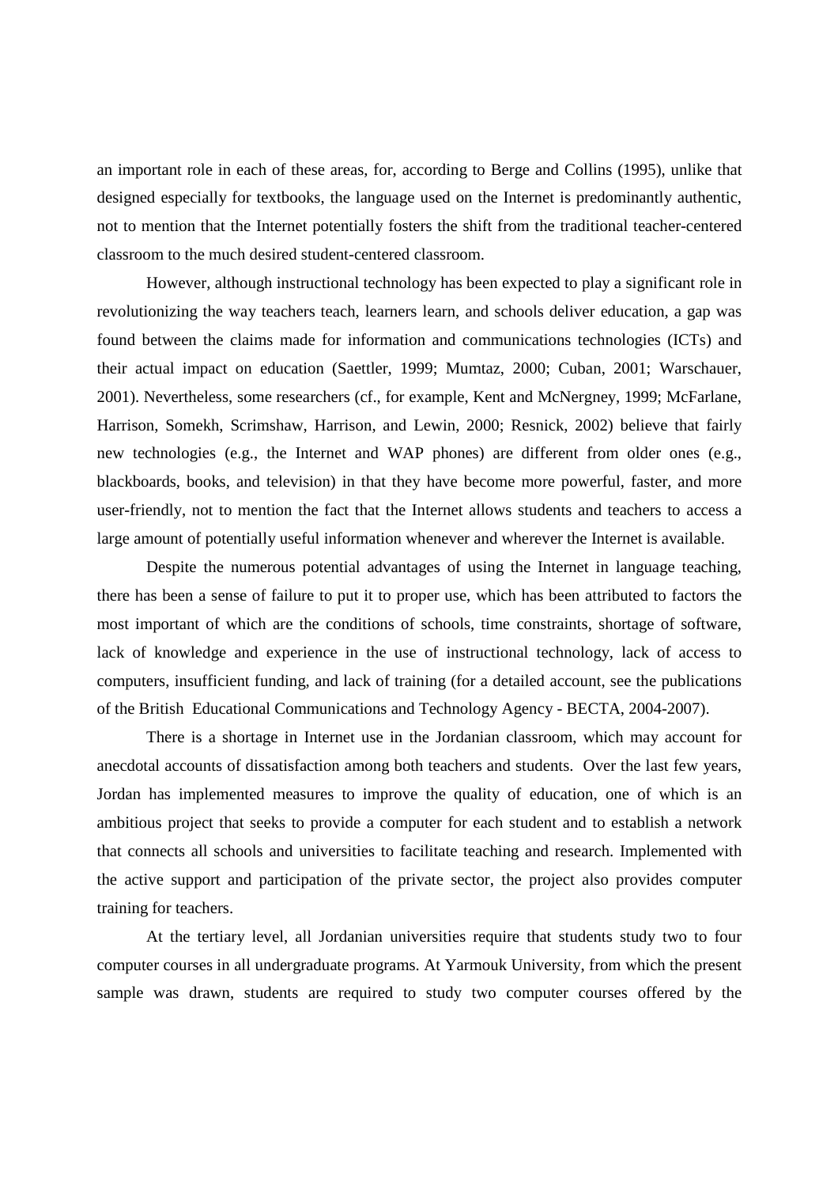an important role in each of these areas, for, according to Berge and Collins (1995), unlike that designed especially for textbooks, the language used on the Internet is predominantly authentic, not to mention that the Internet potentially fosters the shift from the traditional teacher-centered classroom to the much desired student-centered classroom.

However, although instructional technology has been expected to play a significant role in revolutionizing the way teachers teach, learners learn, and schools deliver education, a gap was found between the claims made for information and communications technologies (ICTs) and their actual impact on education (Saettler, 1999; Mumtaz, 2000; Cuban, 2001; Warschauer, 2001). Nevertheless, some researchers (cf., for example, Kent and McNergney, 1999; McFarlane, Harrison, Somekh, Scrimshaw, Harrison, and Lewin, 2000; Resnick, 2002) believe that fairly new technologies (e.g., the Internet and WAP phones) are different from older ones (e.g., blackboards, books, and television) in that they have become more powerful, faster, and more user-friendly, not to mention the fact that the Internet allows students and teachers to access a large amount of potentially useful information whenever and wherever the Internet is available.

Despite the numerous potential advantages of using the Internet in language teaching, there has been a sense of failure to put it to proper use, which has been attributed to factors the most important of which are the conditions of schools, time constraints, shortage of software, lack of knowledge and experience in the use of instructional technology, lack of access to computers, insufficient funding, and lack of training (for a detailed account, see the publications of the British Educational Communications and Technology Agency - BECTA, 2004-2007).

There is a shortage in Internet use in the Jordanian classroom, which may account for anecdotal accounts of dissatisfaction among both teachers and students. Over the last few years, Jordan has implemented measures to improve the quality of education, one of which is an ambitious project that seeks to provide a computer for each student and to establish a network that connects all schools and universities to facilitate teaching and research. Implemented with the active support and participation of the private sector, the project also provides computer training for teachers.

At the tertiary level, all Jordanian universities require that students study two to four computer courses in all undergraduate programs. At Yarmouk University, from which the present sample was drawn, students are required to study two computer courses offered by the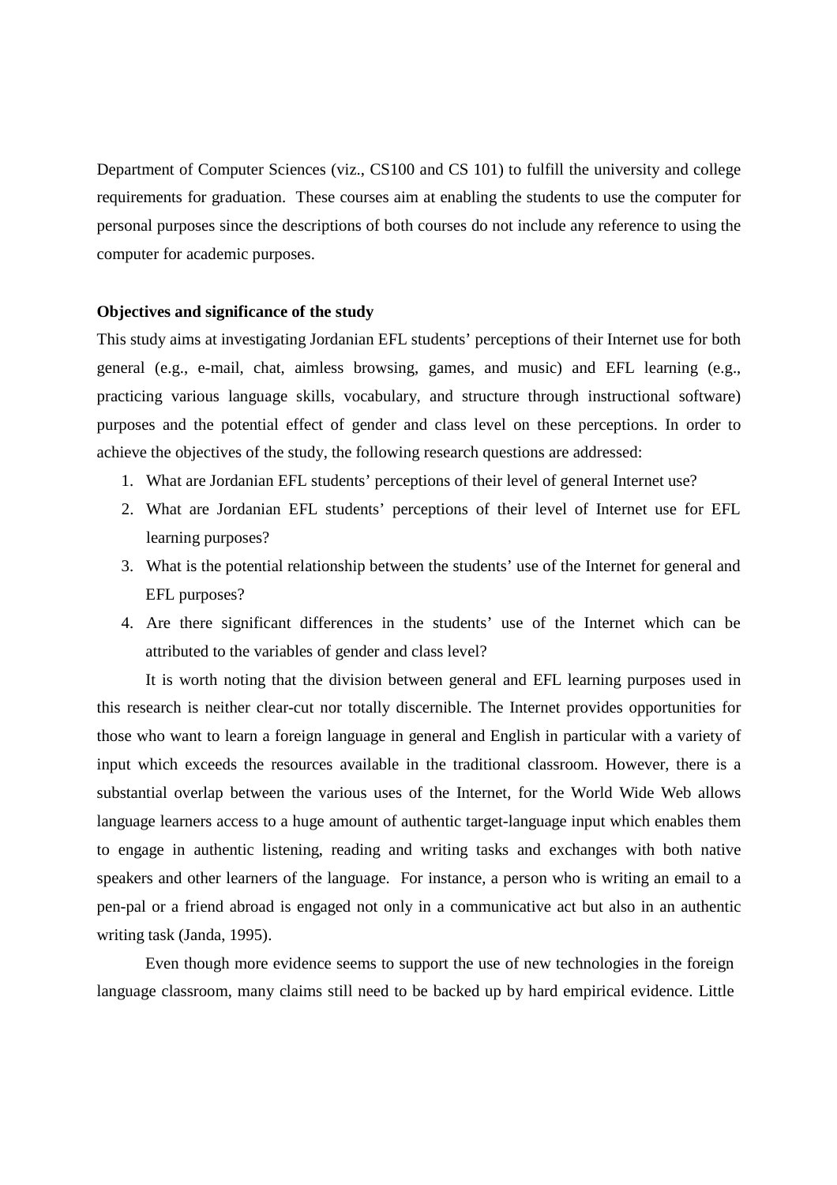Department of Computer Sciences (viz., CS100 and CS 101) to fulfill the university and college requirements for graduation. These courses aim at enabling the students to use the computer for personal purposes since the descriptions of both courses do not include any reference to using the computer for academic purposes.

**Objectives and significance of the study**

This study aims at investigating Jordanian EFL students' perceptions of their Internet use for both general (e.g., e-mail, chat, aimless browsing, games, and music) and EFL learning (e.g., practicing various language skills, vocabulary, and structure through instructional software) purposes and the potential effect of gender and class level on these perceptions. In order to achieve the objectives of the study, the following research questions are addressed:

1. What are Jordanian EFL students' perceptions of their level of general Internet use?
2. What are Jordanian EFL students' perceptions of their level of Internet use for EFL learning purposes?
3. What is the potential relationship between the students' use of the Internet for general and EFL purposes?
4. Are there significant differences in the students' use of the Internet which can be attributed to the variables of gender and class level?

It is worth noting that the division between general and EFL learning purposes used in this research is neither clear-cut nor totally discernible. The Internet provides opportunities for those who want to learn a foreign language in general and English in particular with a variety of input which exceeds the resources available in the traditional classroom. However, there is a substantial overlap between the various uses of the Internet, for the World Wide Web allows language learners access to a huge amount of authentic target-language input which enables them to engage in authentic listening, reading and writing tasks and exchanges with both native speakers and other learners of the language. For instance, a person who is writing an email to a pen-pal or a friend abroad is engaged not only in a communicative act but also in an authentic writing task (Janda, 1995).

Even though more evidence seems to support the use of new technologies in the foreign language classroom, many claims still need to be backed up by hard empirical evidence. Little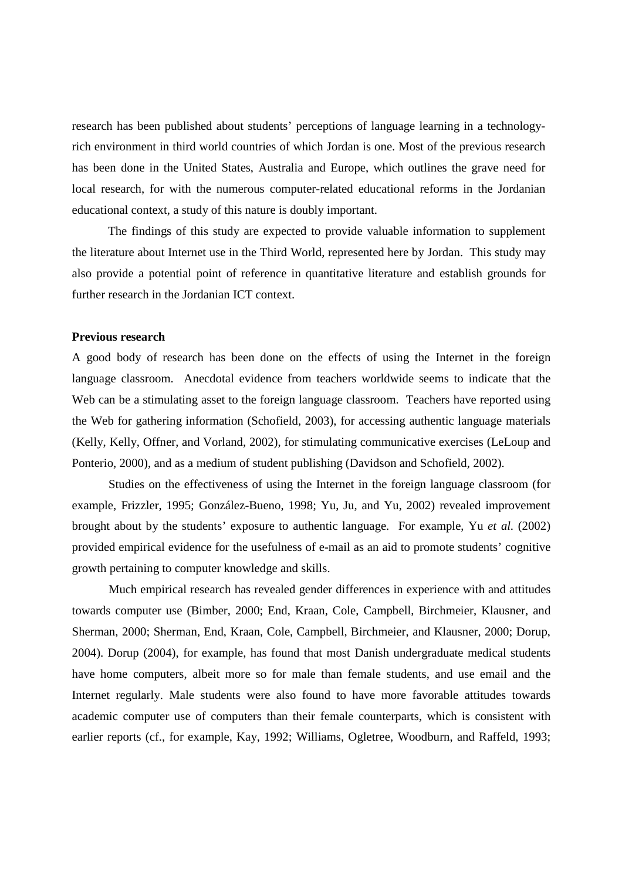research has been published about students' perceptions of language learning in a technology-rich environment in third world countries of which Jordan is one. Most of the previous research has been done in the United States, Australia and Europe, which outlines the grave need for local research, for with the numerous computer-related educational reforms in the Jordanian educational context, a study of this nature is doubly important.

The findings of this study are expected to provide valuable information to supplement the literature about Internet use in the Third World, represented here by Jordan. This study may also provide a potential point of reference in quantitative literature and establish grounds for further research in the Jordanian ICT context.

**Previous research**

A good body of research has been done on the effects of using the Internet in the foreign language classroom. Anecdotal evidence from teachers worldwide seems to indicate that the Web can be a stimulating asset to the foreign language classroom. Teachers have reported using the Web for gathering information (Schofield, 2003), for accessing authentic language materials (Kelly, Kelly, Offner, and Vorland, 2002), for stimulating communicative exercises (LeLoup and Ponterio, 2000), and as a medium of student publishing (Davidson and Schofield, 2002).

Studies on the effectiveness of using the Internet in the foreign language classroom (for example, Frizzler, 1995; González-Bueno, 1998; Yu, Ju, and Yu, 2002) revealed improvement brought about by the students' exposure to authentic language. For example, Yu *et al.* (2002) provided empirical evidence for the usefulness of e-mail as an aid to promote students' cognitive growth pertaining to computer knowledge and skills.

Much empirical research has revealed gender differences in experience with and attitudes towards computer use (Bimber, 2000; End, Kraan, Cole, Campbell, Birchmeier, Klausner, and Sherman, 2000; Sherman, End, Kraan, Cole, Campbell, Birchmeier, and Klausner, 2000; Dorup, 2004). Dorup (2004), for example, has found that most Danish undergraduate medical students have home computers, albeit more so for male than female students, and use email and the Internet regularly. Male students were also found to have more favorable attitudes towards academic computer use of computers than their female counterparts, which is consistent with earlier reports (cf., for example, Kay, 1992; Williams, Ogletree, Woodburn, and Raffeld, 1993;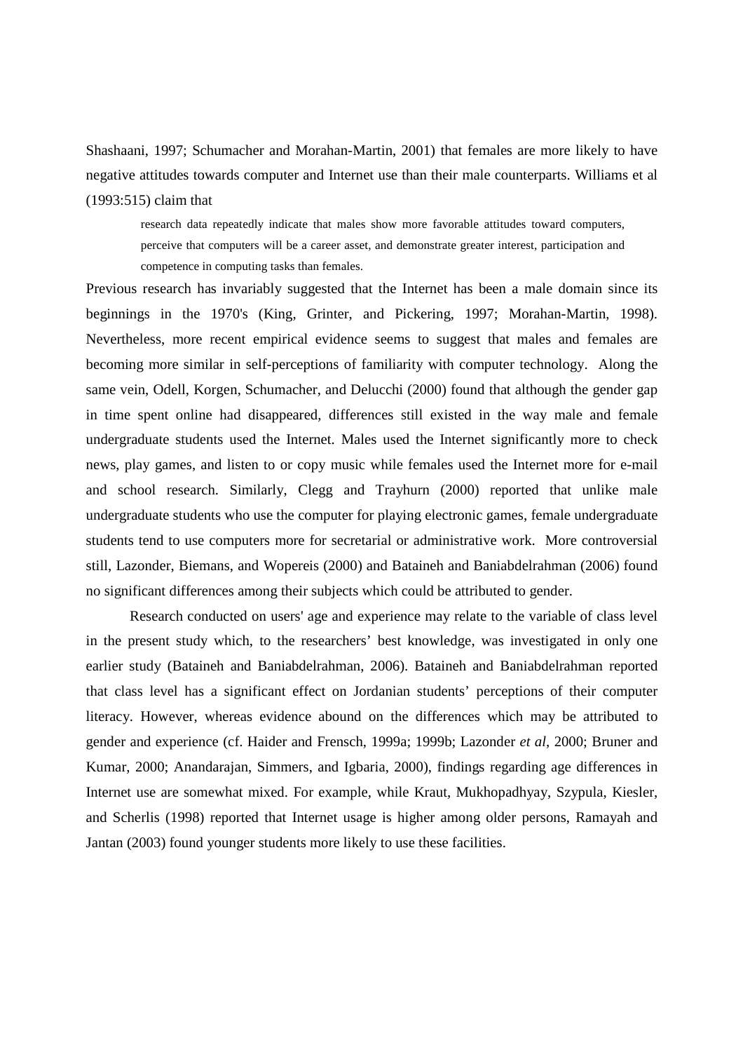Shashaani, 1997; Schumacher and Morahan-Martin, 2001) that females are more likely to have negative attitudes towards computer and Internet use than their male counterparts. Williams et al (1993:515) claim that

> research data repeatedly indicate that males show more favorable attitudes toward computers, perceive that computers will be a career asset, and demonstrate greater interest, participation and competence in computing tasks than females.

Previous research has invariably suggested that the Internet has been a male domain since its beginnings in the 1970's (King, Grinter, and Pickering, 1997; Morahan-Martin, 1998). Nevertheless, more recent empirical evidence seems to suggest that males and females are becoming more similar in self-perceptions of familiarity with computer technology. Along the same vein, Odell, Korgen, Schumacher, and Delucchi (2000) found that although the gender gap in time spent online had disappeared, differences still existed in the way male and female undergraduate students used the Internet. Males used the Internet significantly more to check news, play games, and listen to or copy music while females used the Internet more for e-mail and school research. Similarly, Clegg and Trayhurn (2000) reported that unlike male undergraduate students who use the computer for playing electronic games, female undergraduate students tend to use computers more for secretarial or administrative work. More controversial still, Lazonder, Biemans, and Wopereis (2000) and Bataineh and Baniabdelrahman (2006) found no significant differences among their subjects which could be attributed to gender.

Research conducted on users' age and experience may relate to the variable of class level in the present study which, to the researchers' best knowledge, was investigated in only one earlier study (Bataineh and Baniabdelrahman, 2006). Bataineh and Baniabdelrahman reported that class level has a significant effect on Jordanian students' perceptions of their computer literacy. However, whereas evidence abound on the differences which may be attributed to gender and experience (cf. Haider and Frensch, 1999a; 1999b; Lazonder *et al*, 2000; Bruner and Kumar, 2000; Anandarajan, Simmers, and Igbaria, 2000), findings regarding age differences in Internet use are somewhat mixed. For example, while Kraut, Mukhopadhyay, Szypula, Kiesler, and Scherlis (1998) reported that Internet usage is higher among older persons, Ramayah and Jantan (2003) found younger students more likely to use these facilities.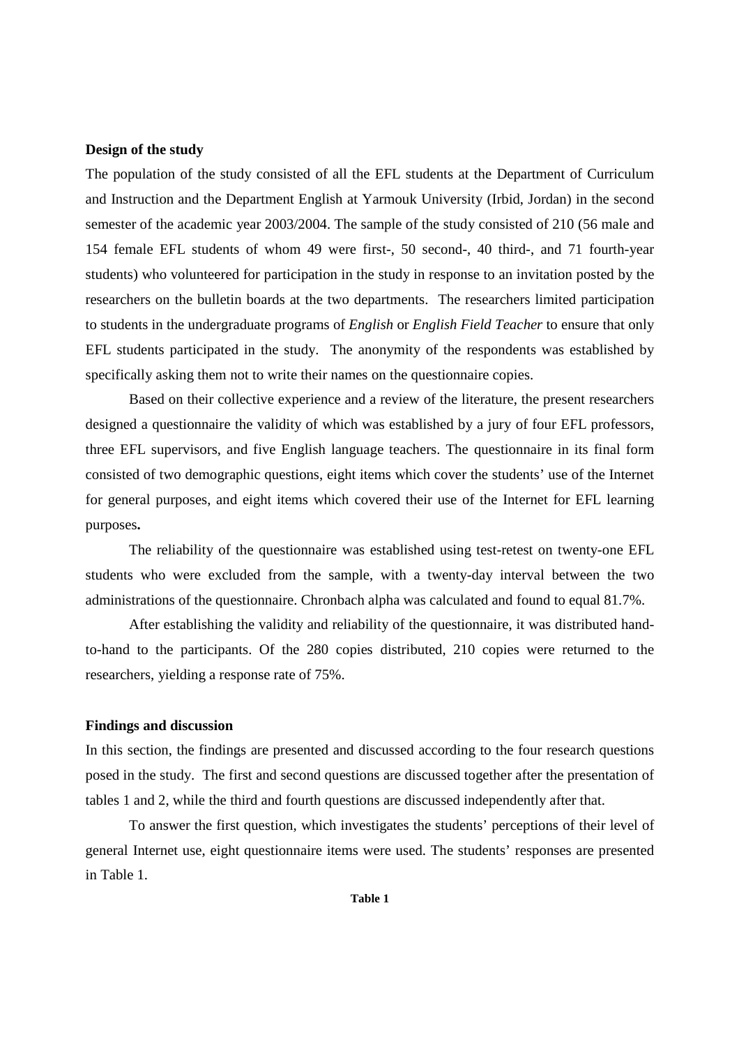### Design of the study

The population of the study consisted of all the EFL students at the Department of Curriculum and Instruction and the Department English at Yarmouk University (Irbid, Jordan) in the second semester of the academic year 2003/2004. The sample of the study consisted of 210 (56 male and 154 female EFL students of whom 49 were first-, 50 second-, 40 third-, and 71 fourth-year students) who volunteered for participation in the study in response to an invitation posted by the researchers on the bulletin boards at the two departments. The researchers limited participation to students in the undergraduate programs of *English* or *English Field Teacher* to ensure that only EFL students participated in the study. The anonymity of the respondents was established by specifically asking them not to write their names on the questionnaire copies.

Based on their collective experience and a review of the literature, the present researchers designed a questionnaire the validity of which was established by a jury of four EFL professors, three EFL supervisors, and five English language teachers. The questionnaire in its final form consisted of two demographic questions, eight items which cover the students' use of the Internet for general purposes, and eight items which covered their use of the Internet for EFL learning purposes**.**

The reliability of the questionnaire was established using test-retest on twenty-one EFL students who were excluded from the sample, with a twenty-day interval between the two administrations of the questionnaire. Chronbach alpha was calculated and found to equal 81.7%.

After establishing the validity and reliability of the questionnaire, it was distributed hand-to-hand to the participants. Of the 280 copies distributed, 210 copies were returned to the researchers, yielding a response rate of 75%.

### Findings and discussion

In this section, the findings are presented and discussed according to the four research questions posed in the study. The first and second questions are discussed together after the presentation of tables 1 and 2, while the third and fourth questions are discussed independently after that.

To answer the first question, which investigates the students' perceptions of their level of general Internet use, eight questionnaire items were used. The students' responses are presented in Table 1.

**Table 1**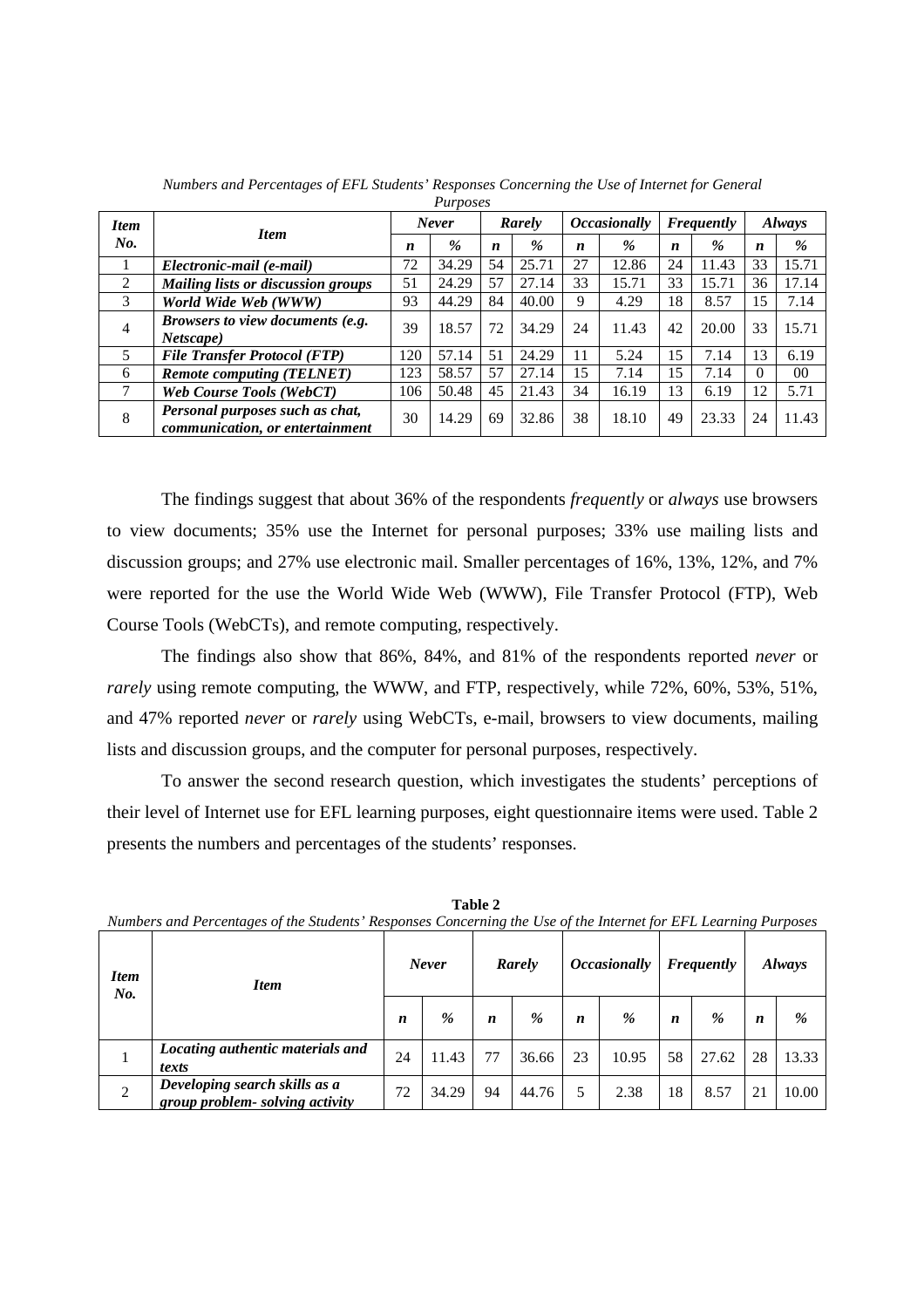*Numbers and Percentages of EFL Students' Responses Concerning the Use of Internet for General Purposes*

| Item No. | Item | Never | | Rarely | | Occasionally | | Frequently | | Always | |
|---|---|---|---|---|---|---|---|---|---|---|---|
| | | *n* | *%* | *n* | *%* | *n* | *%* | *n* | *%* | *n* | *%* |
| 1 | ***Electronic-mail (e-mail)*** | 72 | 34.29 | 54 | 25.71 | 27 | 12.86 | 24 | 11.43 | 33 | 15.71 |
| 2 | ***Mailing lists or discussion groups*** | 51 | 24.29 | 57 | 27.14 | 33 | 15.71 | 33 | 15.71 | 36 | 17.14 |
| 3 | ***World Wide Web (WWW)*** | 93 | 44.29 | 84 | 40.00 | 9 | 4.29 | 18 | 8.57 | 15 | 7.14 |
| 4 | ***Browsers to view documents (e.g. Netscape)*** | 39 | 18.57 | 72 | 34.29 | 24 | 11.43 | 42 | 20.00 | 33 | 15.71 |
| 5 | ***File Transfer Protocol (FTP)*** | 120 | 57.14 | 51 | 24.29 | 11 | 5.24 | 15 | 7.14 | 13 | 6.19 |
| 6 | ***Remote computing (TELNET)*** | 123 | 58.57 | 57 | 27.14 | 15 | 7.14 | 15 | 7.14 | 0 | 00 |
| 7 | ***Web Course Tools (WebCT)*** | 106 | 50.48 | 45 | 21.43 | 34 | 16.19 | 13 | 6.19 | 12 | 5.71 |
| 8 | ***Personal purposes such as chat, communication, or entertainment*** | 30 | 14.29 | 69 | 32.86 | 38 | 18.10 | 49 | 23.33 | 24 | 11.43 |

The findings suggest that about 36% of the respondents *frequently* or *always* use browsers to view documents; 35% use the Internet for personal purposes; 33% use mailing lists and discussion groups; and 27% use electronic mail. Smaller percentages of 16%, 13%, 12%, and 7% were reported for the use the World Wide Web (WWW), File Transfer Protocol (FTP), Web Course Tools (WebCTs), and remote computing, respectively.

The findings also show that 86%, 84%, and 81% of the respondents reported *never* or *rarely* using remote computing, the WWW, and FTP, respectively, while 72%, 60%, 53%, 51%, and 47% reported *never* or *rarely* using WebCTs, e-mail, browsers to view documents, mailing lists and discussion groups, and the computer for personal purposes, respectively.

To answer the second research question, which investigates the students' perceptions of their level of Internet use for EFL learning purposes, eight questionnaire items were used. Table 2 presents the numbers and percentages of the students' responses.

**Table 2**

*Numbers and Percentages of the Students' Responses Concerning the Use of the Internet for EFL Learning Purposes*

| Item No. | Item | Never | | Rarely | | Occasionally | | Frequently | | Always | |
|---|---|---|---|---|---|---|---|---|---|---|---|
| | | *n* | *%* | *n* | *%* | *n* | *%* | *n* | *%* | *n* | *%* |
| 1 | ***Locating authentic materials and texts*** | 24 | 11.43 | 77 | 36.66 | 23 | 10.95 | 58 | 27.62 | 28 | 13.33 |
| 2 | ***Developing search skills as a group problem- solving activity*** | 72 | 34.29 | 94 | 44.76 | 5 | 2.38 | 18 | 8.57 | 21 | 10.00 |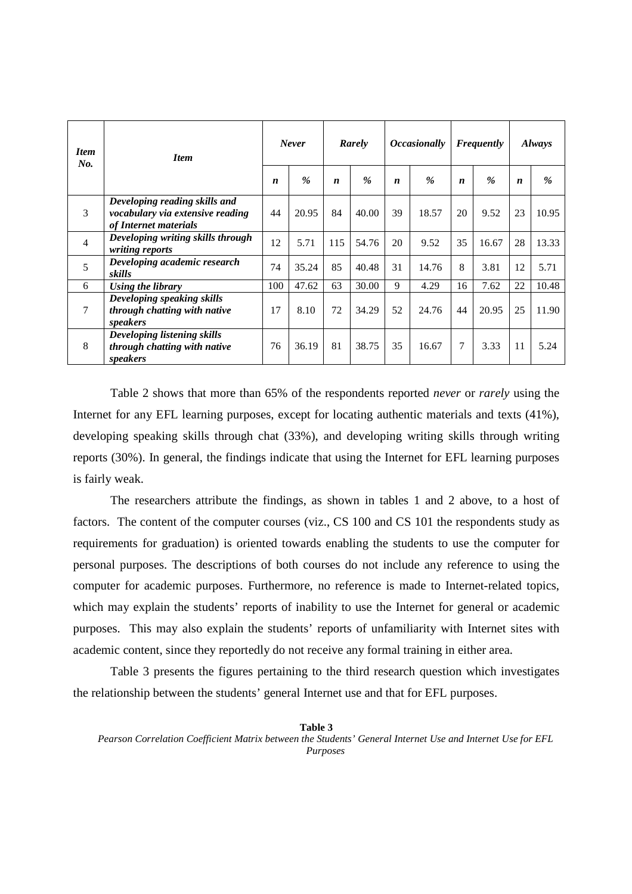| *Item No.* | *Item* | *Never* | | *Rarely* | | *Occasionally* | | *Frequently* | | *Always* | |
|---|---|---|---|---|---|---|---|---|---|---|---|
| | | ***n*** | ***%*** | ***n*** | ***%*** | ***n*** | ***%*** | ***n*** | ***%*** | ***n*** | ***%*** |
| 3 | ***Developing reading skills and vocabulary via extensive reading of Internet materials*** | 44 | 20.95 | 84 | 40.00 | 39 | 18.57 | 20 | 9.52 | 23 | 10.95 |
| 4 | ***Developing writing skills through writing reports*** | 12 | 5.71 | 115 | 54.76 | 20 | 9.52 | 35 | 16.67 | 28 | 13.33 |
| 5 | ***Developing academic research skills*** | 74 | 35.24 | 85 | 40.48 | 31 | 14.76 | 8 | 3.81 | 12 | 5.71 |
| 6 | ***Using the library*** | 100 | 47.62 | 63 | 30.00 | 9 | 4.29 | 16 | 7.62 | 22 | 10.48 |
| 7 | ***Developing speaking skills through chatting with native speakers*** | 17 | 8.10 | 72 | 34.29 | 52 | 24.76 | 44 | 20.95 | 25 | 11.90 |
| 8 | ***Developing listening skills through chatting with native speakers*** | 76 | 36.19 | 81 | 38.75 | 35 | 16.67 | 7 | 3.33 | 11 | 5.24 |

Table 2 shows that more than 65% of the respondents reported *never* or *rarely* using the Internet for any EFL learning purposes, except for locating authentic materials and texts (41%), developing speaking skills through chat (33%), and developing writing skills through writing reports (30%). In general, the findings indicate that using the Internet for EFL learning purposes is fairly weak.

The researchers attribute the findings, as shown in tables 1 and 2 above, to a host of factors. The content of the computer courses (viz., CS 100 and CS 101 the respondents study as requirements for graduation) is oriented towards enabling the students to use the computer for personal purposes. The descriptions of both courses do not include any reference to using the computer for academic purposes. Furthermore, no reference is made to Internet-related topics, which may explain the students' reports of inability to use the Internet for general or academic purposes. This may also explain the students' reports of unfamiliarity with Internet sites with academic content, since they reportedly do not receive any formal training in either area.

Table 3 presents the figures pertaining to the third research question which investigates the relationship between the students' general Internet use and that for EFL purposes.

**Table 3**

*Pearson Correlation Coefficient Matrix between the Students' General Internet Use and Internet Use for EFL Purposes*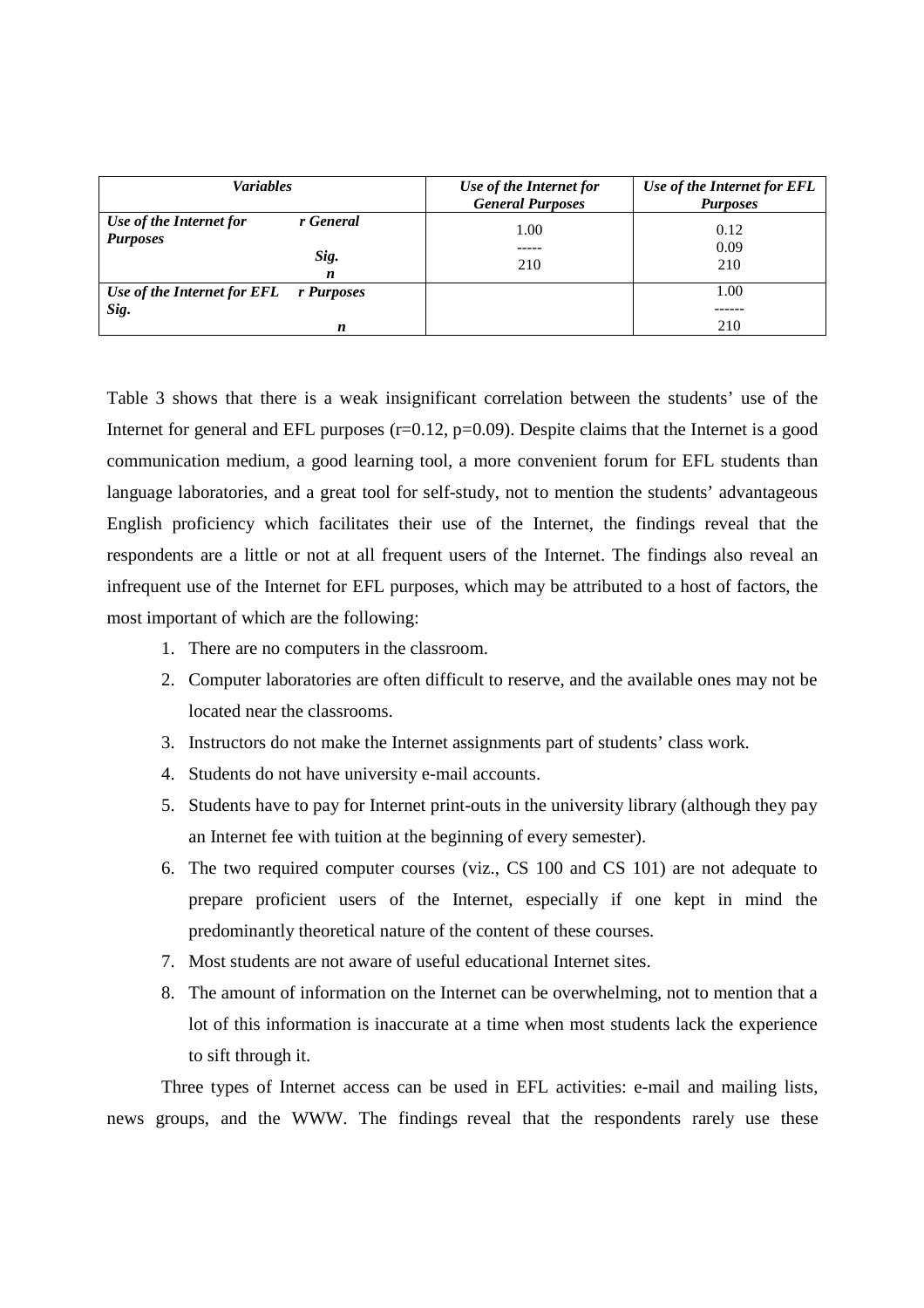| *Variables* | | *Use of the Internet for General Purposes* | *Use of the Internet for EFL Purposes* |
|---|---|---|---|
| ***Use of the Internet for Purposes*** | ***r General*** | 1.00 | 0.12 |
| | ***Sig.*** | ----- | 0.09 |
| | ***n*** | 210 | 210 |
| ***Use of the Internet for EFL*** | ***r Purposes*** | | 1.00 |
| ***Sig.*** | | | ------ |
| | ***n*** | | 210 |

Table 3 shows that there is a weak insignificant correlation between the students' use of the Internet for general and EFL purposes ($r=0.12$, $p=0.09$). Despite claims that the Internet is a good communication medium, a good learning tool, a more convenient forum for EFL students than language laboratories, and a great tool for self-study, not to mention the students' advantageous English proficiency which facilitates their use of the Internet, the findings reveal that the respondents are a little or not at all frequent users of the Internet. The findings also reveal an infrequent use of the Internet for EFL purposes, which may be attributed to a host of factors, the most important of which are the following:

1. There are no computers in the classroom.
2. Computer laboratories are often difficult to reserve, and the available ones may not be located near the classrooms.
3. Instructors do not make the Internet assignments part of students' class work.
4. Students do not have university e-mail accounts.
5. Students have to pay for Internet print-outs in the university library (although they pay an Internet fee with tuition at the beginning of every semester).
6. The two required computer courses (viz., CS 100 and CS 101) are not adequate to prepare proficient users of the Internet, especially if one kept in mind the predominantly theoretical nature of the content of these courses.
7. Most students are not aware of useful educational Internet sites.
8. The amount of information on the Internet can be overwhelming, not to mention that a lot of this information is inaccurate at a time when most students lack the experience to sift through it.

Three types of Internet access can be used in EFL activities: e-mail and mailing lists, news groups, and the WWW. The findings reveal that the respondents rarely use these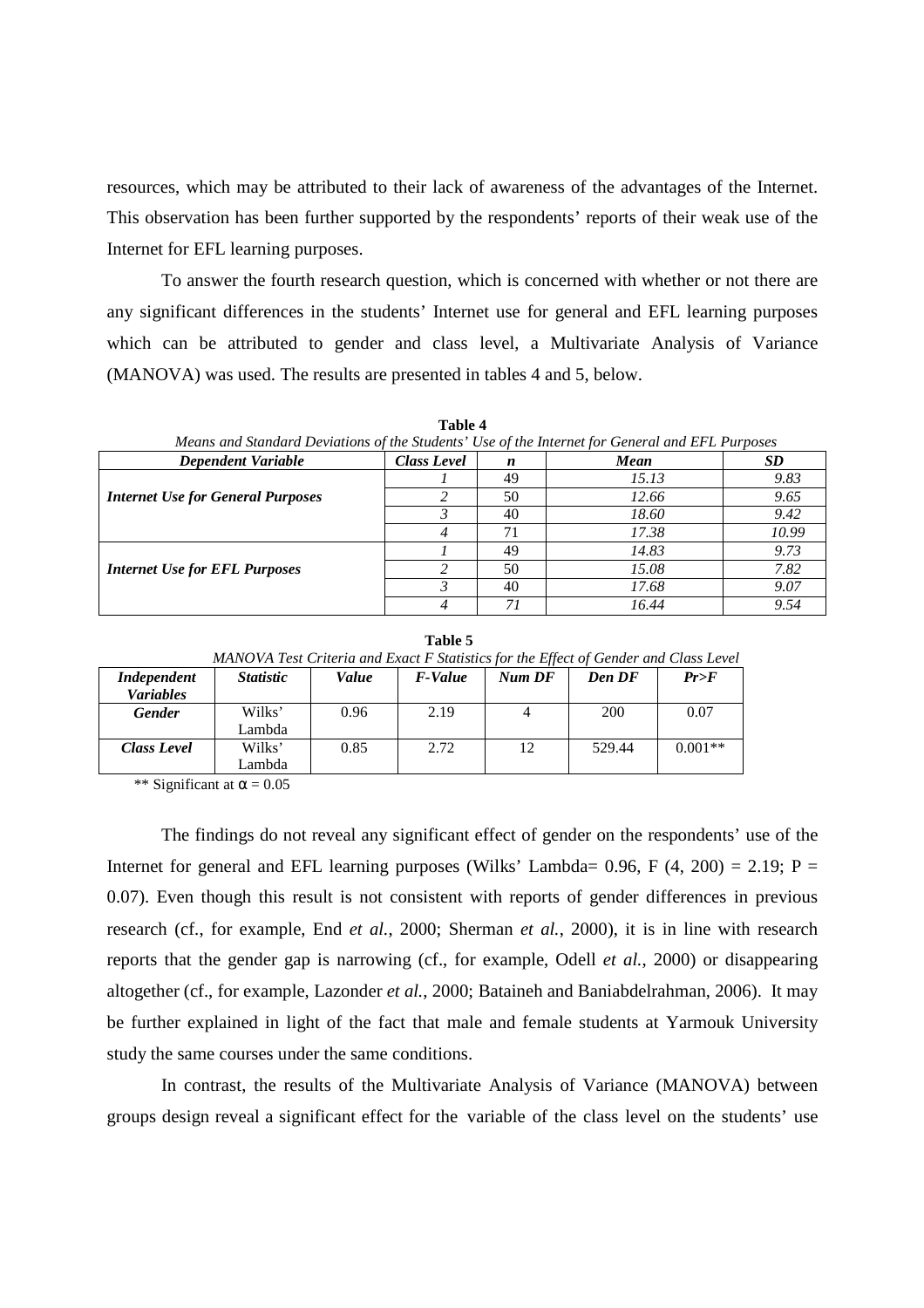resources, which may be attributed to their lack of awareness of the advantages of the Internet. This observation has been further supported by the respondents' reports of their weak use of the Internet for EFL learning purposes.

To answer the fourth research question, which is concerned with whether or not there are any significant differences in the students' Internet use for general and EFL learning purposes which can be attributed to gender and class level, a Multivariate Analysis of Variance (MANOVA) was used. The results are presented in tables 4 and 5, below.

**Table 4**

*Means and Standard Deviations of the Students' Use of the Internet for General and EFL Purposes*

| *Dependent Variable* | *Class Level* | *n* | *Mean* | *SD* |
|---|---|---|---|---|
| *Internet Use for General Purposes* | *1* | 49 | *15.13* | *9.83* |
| | *2* | 50 | *12.66* | *9.65* |
| | *3* | 40 | *18.60* | *9.42* |
| | *4* | 71 | *17.38* | *10.99* |
| *Internet Use for EFL Purposes* | *1* | 49 | *14.83* | *9.73* |
| | *2* | 50 | *15.08* | *7.82* |
| | *3* | 40 | *17.68* | *9.07* |
| | *4* | *71* | *16.44* | *9.54* |

**Table 5**

*MANOVA Test Criteria and Exact F Statistics for the Effect of Gender and Class Level*

| *Independent Variables* | *Statistic* | *Value* | *F-Value* | *Num DF* | *Den DF* | *Pr>F* |
|---|---|---|---|---|---|---|
| ***Gender*** | Wilks' Lambda | 0.96 | 2.19 | 4 | 200 | 0.07 |
| ***Class Level*** | Wilks' Lambda | 0.85 | 2.72 | 12 | 529.44 | 0.001** |

** Significant at $\alpha = 0.05$

The findings do not reveal any significant effect of gender on the respondents' use of the Internet for general and EFL learning purposes (Wilks' Lambda= 0.96, $F(4, 200) = 2.19$; $P = 0.07$). Even though this result is not consistent with reports of gender differences in previous research (cf., for example, End *et al.*, 2000; Sherman *et al.*, 2000), it is in line with research reports that the gender gap is narrowing (cf., for example, Odell *et al.*, 2000) or disappearing altogether (cf., for example, Lazonder *et al.*, 2000; Bataineh and Baniabdelrahman, 2006). It may be further explained in light of the fact that male and female students at Yarmouk University study the same courses under the same conditions.

In contrast, the results of the Multivariate Analysis of Variance (MANOVA) between groups design reveal a significant effect for the variable of the class level on the students' use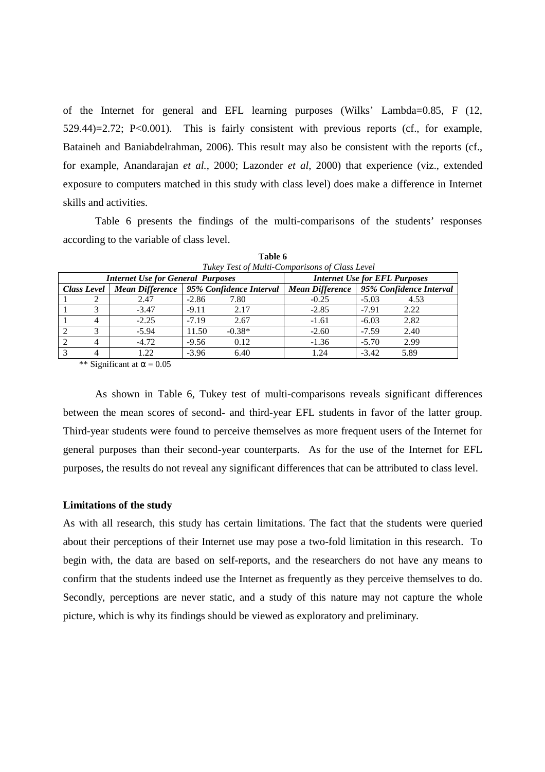of the Internet for general and EFL learning purposes (Wilks' Lambda=0.85, F (12, 529.44)=2.72; P<0.001). This is fairly consistent with previous reports (cf., for example, Bataineh and Baniabdelrahman, 2006). This result may also be consistent with the reports (cf., for example, Anandarajan *et al.*, 2000; Lazonder *et al*, 2000) that experience (viz., extended exposure to computers matched in this study with class level) does make a difference in Internet skills and activities.

Table 6 presents the findings of the multi-comparisons of the students' responses according to the variable of class level.

**Table 6**

*Tukey Test of Multi-Comparisons of Class Level*

| | | *Internet Use for General Purposes* | | | *Internet Use for EFL Purposes* | | |
|---|---|---|---|---|---|---|---|
| ***Class Level*** | | ***Mean Difference*** | ***95% Confidence Interval*** | | ***Mean Difference*** | ***95% Confidence Interval*** | |
| 1 | 2 | 2.47 | -2.86 | 7.80 | -0.25 | -5.03 | 4.53 |
| 1 | 3 | -3.47 | -9.11 | 2.17 | -2.85 | -7.91 | 2.22 |
| 1 | 4 | -2.25 | -7.19 | 2.67 | -1.61 | -6.03 | 2.82 |
| 2 | 3 | -5.94 | 11.50 | -0.38* | -2.60 | -7.59 | 2.40 |
| 2 | 4 | -4.72 | -9.56 | 0.12 | -1.36 | -5.70 | 2.99 |
| 3 | 4 | 1.22 | -3.96 | 6.40 | 1.24 | -3.42 | 5.89 |

** Significant at $\alpha = 0.05$

As shown in Table 6, Tukey test of multi-comparisons reveals significant differences between the mean scores of second- and third-year EFL students in favor of the latter group. Third-year students were found to perceive themselves as more frequent users of the Internet for general purposes than their second-year counterparts. As for the use of the Internet for EFL purposes, the results do not reveal any significant differences that can be attributed to class level.

**Limitations of the study**

As with all research, this study has certain limitations. The fact that the students were queried about their perceptions of their Internet use may pose a two-fold limitation in this research. To begin with, the data are based on self-reports, and the researchers do not have any means to confirm that the students indeed use the Internet as frequently as they perceive themselves to do. Secondly, perceptions are never static, and a study of this nature may not capture the whole picture, which is why its findings should be viewed as exploratory and preliminary.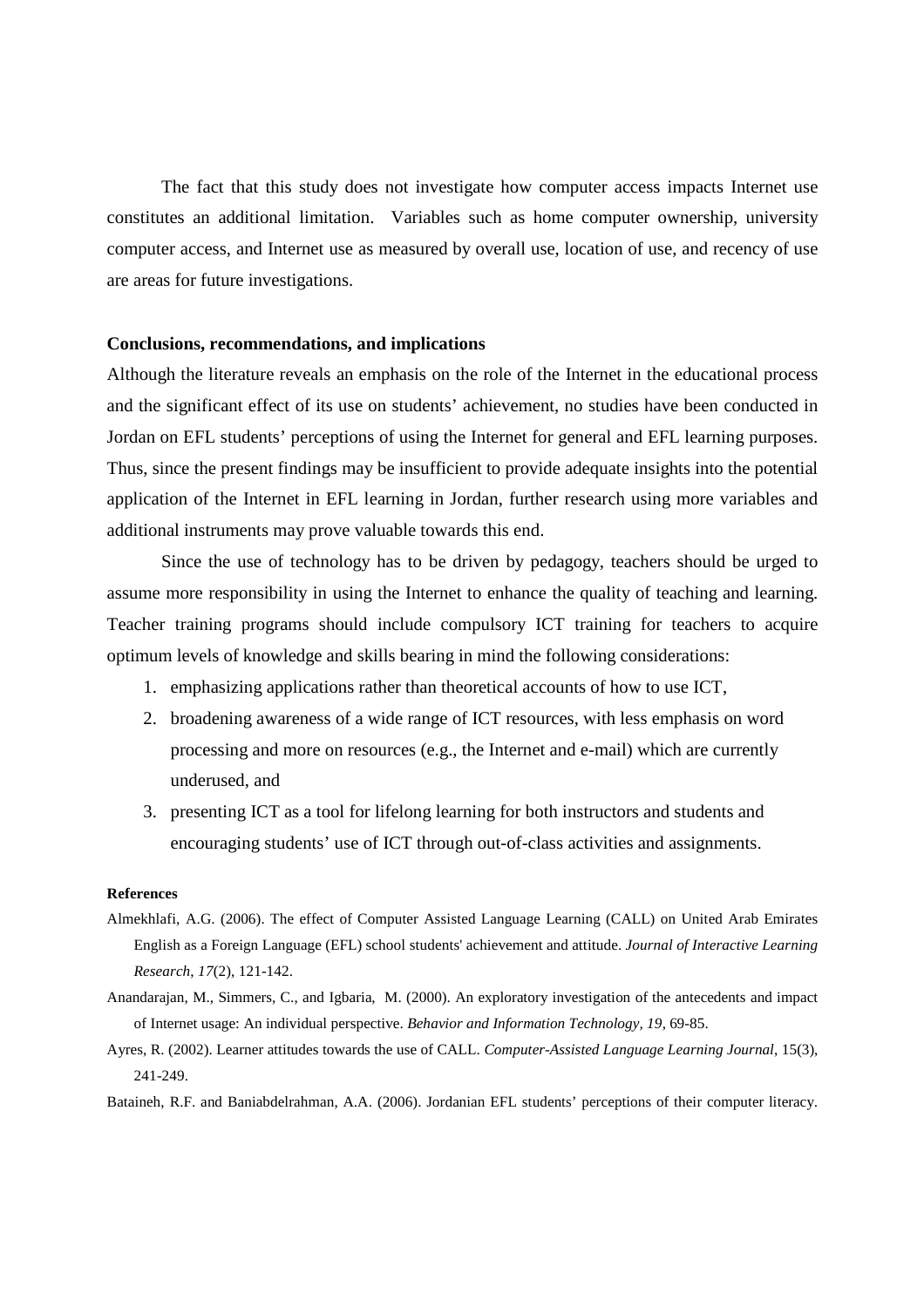The fact that this study does not investigate how computer access impacts Internet use constitutes an additional limitation. Variables such as home computer ownership, university computer access, and Internet use as measured by overall use, location of use, and recency of use are areas for future investigations.

**Conclusions, recommendations, and implications**

Although the literature reveals an emphasis on the role of the Internet in the educational process and the significant effect of its use on students' achievement, no studies have been conducted in Jordan on EFL students' perceptions of using the Internet for general and EFL learning purposes. Thus, since the present findings may be insufficient to provide adequate insights into the potential application of the Internet in EFL learning in Jordan, further research using more variables and additional instruments may prove valuable towards this end.

Since the use of technology has to be driven by pedagogy, teachers should be urged to assume more responsibility in using the Internet to enhance the quality of teaching and learning. Teacher training programs should include compulsory ICT training for teachers to acquire optimum levels of knowledge and skills bearing in mind the following considerations:

1. emphasizing applications rather than theoretical accounts of how to use ICT,
2. broadening awareness of a wide range of ICT resources, with less emphasis on word processing and more on resources (e.g., the Internet and e-mail) which are currently underused, and
3. presenting ICT as a tool for lifelong learning for both instructors and students and encouraging students' use of ICT through out-of-class activities and assignments.

**References**

Almekhlafi, A.G. (2006). The effect of Computer Assisted Language Learning (CALL) on United Arab Emirates English as a Foreign Language (EFL) school students' achievement and attitude. *Journal of Interactive Learning Research*, *17*(2), 121-142.

Anandarajan, M., Simmers, C., and Igbaria, M. (2000). An exploratory investigation of the antecedents and impact of Internet usage: An individual perspective. *Behavior and Information Technology, 19*, 69-85.

Ayres, R. (2002). Learner attitudes towards the use of CALL. *Computer-Assisted Language Learning Journal*, 15(3), 241-249.

Bataineh, R.F. and Baniabdelrahman, A.A. (2006). Jordanian EFL students' perceptions of their computer literacy.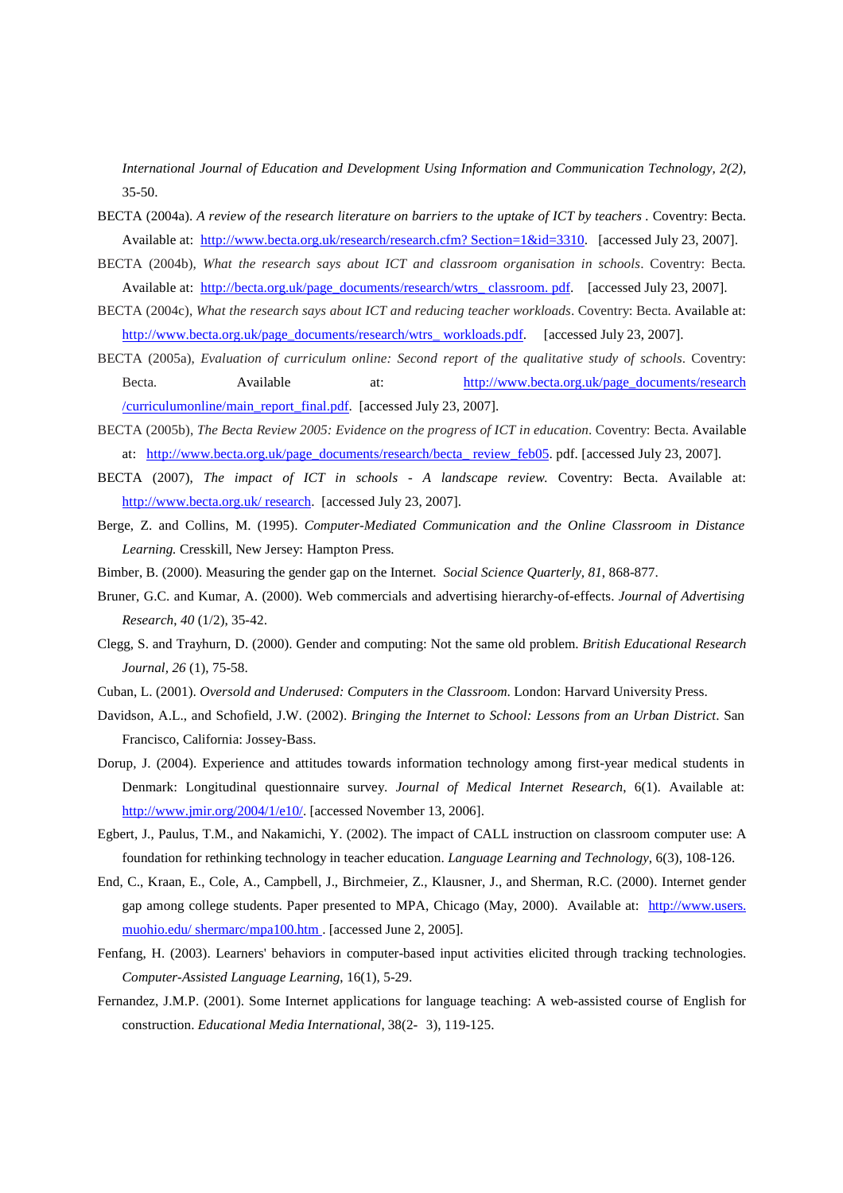*International Journal of Education and Development Using Information and Communication Technology, 2(2),* 35-50.

BECTA (2004a). *A review of the research literature on barriers to the uptake of ICT by teachers* . Coventry: Becta. Available at: http://www.becta.org.uk/research/research.cfm? Section=1&id=3310. [accessed July 23, 2007].

BECTA (2004b), *What the research says about ICT and classroom organisation in schools*. Coventry: Becta. Available at: http://becta.org.uk/page_documents/research/wtrs_ classroom. pdf. [accessed July 23, 2007].

BECTA (2004c), *What the research says about ICT and reducing teacher workloads*. Coventry: Becta. Available at: http://www.becta.org.uk/page_documents/research/wtrs_ workloads.pdf. [accessed July 23, 2007].

BECTA (2005a), *Evaluation of curriculum online: Second report of the qualitative study of schools*. Coventry: Becta. Available at: http://www.becta.org.uk/page_documents/research /curriculumonline/main_report_final.pdf. [accessed July 23, 2007].

BECTA (2005b), *The Becta Review 2005: Evidence on the progress of ICT in education*. Coventry: Becta. Available at: http://www.becta.org.uk/page_documents/research/becta_ review_feb05. pdf. [accessed July 23, 2007].

BECTA (2007), *The impact of ICT in schools - A landscape review.* Coventry: Becta. Available at: http://www.becta.org.uk/ research. [accessed July 23, 2007].

Berge, Z. and Collins, M. (1995). *Computer-Mediated Communication and the Online Classroom in Distance Learning.* Cresskill, New Jersey: Hampton Press.

Bimber, B. (2000). Measuring the gender gap on the Internet. *Social Science Quarterly, 81*, 868-877.

Bruner, G.C. and Kumar, A. (2000). Web commercials and advertising hierarchy-of-effects. *Journal of Advertising Research*, *40* (1/2), 35-42.

Clegg, S. and Trayhurn, D. (2000). Gender and computing: Not the same old problem. *British Educational Research Journal, 26* (1), 75-58.

Cuban, L. (2001). *Oversold and Underused: Computers in the Classroom*. London: Harvard University Press.

Davidson, A.L., and Schofield, J.W. (2002). *Bringing the Internet to School: Lessons from an Urban District*. San Francisco, California: Jossey-Bass.

Dorup, J. (2004). Experience and attitudes towards information technology among first-year medical students in Denmark: Longitudinal questionnaire survey. *Journal of Medical Internet Research*, 6(1). Available at: http://www.jmir.org/2004/1/e10/. [accessed November 13, 2006].

Egbert, J., Paulus, T.M., and Nakamichi, Y. (2002). The impact of CALL instruction on classroom computer use: A foundation for rethinking technology in teacher education. *Language Learning and Technology*, 6(3), 108-126.

End, C., Kraan, E., Cole, A., Campbell, J., Birchmeier, Z., Klausner, J., and Sherman, R.C. (2000). Internet gender gap among college students. Paper presented to MPA, Chicago (May, 2000). Available at: http://www.users. muohio.edu/ shermarc/mpa100.htm . [accessed June 2, 2005].

Fenfang, H. (2003). Learners' behaviors in computer-based input activities elicited through tracking technologies. *Computer-Assisted Language Learning*, 16(1), 5-29.

Fernandez, J.M.P. (2001). Some Internet applications for language teaching: A web-assisted course of English for construction. *Educational Media International*, 38(2- 3), 119-125.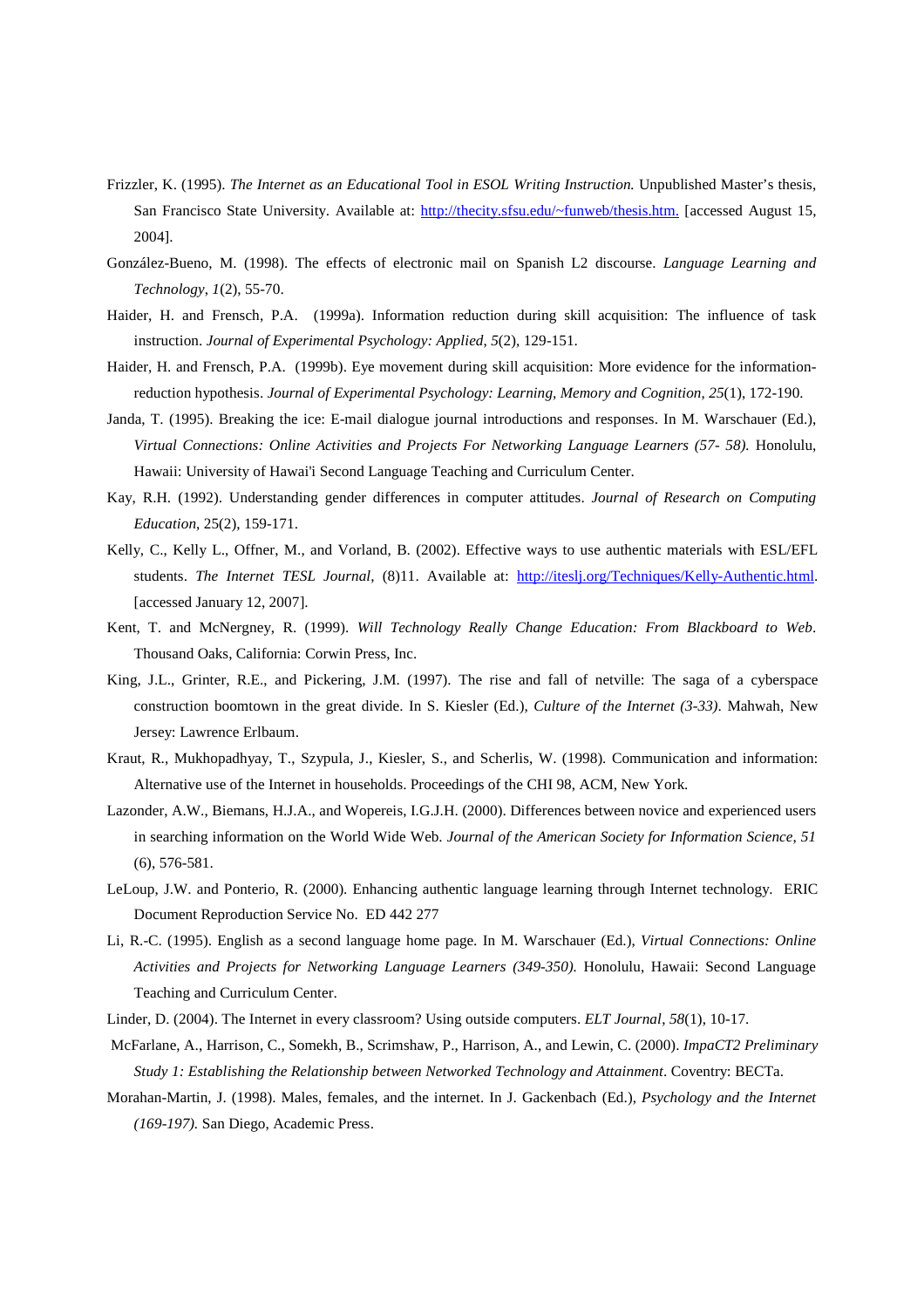Frizzler, K. (1995). *The Internet as an Educational Tool in ESOL Writing Instruction.* Unpublished Master's thesis, San Francisco State University. Available at: http://thecity.sfsu.edu/~funweb/thesis.htm. [accessed August 15, 2004].

González-Bueno, M. (1998). The effects of electronic mail on Spanish L2 discourse. *Language Learning and Technology*, *1*(2), 55-70.

Haider, H. and Frensch, P.A. (1999a). Information reduction during skill acquisition: The influence of task instruction. *Journal of Experimental Psychology: Applied*, *5*(2), 129-151.

Haider, H. and Frensch, P.A. (1999b). Eye movement during skill acquisition: More evidence for the information-reduction hypothesis. *Journal of Experimental Psychology: Learning, Memory and Cognition, 25*(1), 172-190.

Janda, T. (1995). Breaking the ice: E-mail dialogue journal introductions and responses. In M. Warschauer (Ed.), *Virtual Connections: Online Activities and Projects For Networking Language Learners (57- 58).* Honolulu, Hawaii: University of Hawai'i Second Language Teaching and Curriculum Center.

Kay, R.H. (1992). Understanding gender differences in computer attitudes. *Journal of Research on Computing Education*, 25(2), 159-171.

Kelly, C., Kelly L., Offner, M., and Vorland, B. (2002). Effective ways to use authentic materials with ESL/EFL students. *The Internet TESL Journal*, (8)11. Available at: http://iteslj.org/Techniques/Kelly-Authentic.html. [accessed January 12, 2007].

Kent, T. and McNergney, R. (1999). *Will Technology Really Change Education: From Blackboard to Web*. Thousand Oaks, California: Corwin Press, Inc.

King, J.L., Grinter, R.E., and Pickering, J.M. (1997). The rise and fall of netville: The saga of a cyberspace construction boomtown in the great divide. In S. Kiesler (Ed.), *Culture of the Internet (3-33)*. Mahwah, New Jersey: Lawrence Erlbaum.

Kraut, R., Mukhopadhyay, T., Szypula, J., Kiesler, S., and Scherlis, W. (1998). Communication and information: Alternative use of the Internet in households. Proceedings of the CHI 98, ACM, New York.

Lazonder, A.W., Biemans, H.J.A., and Wopereis, I.G.J.H. (2000). Differences between novice and experienced users in searching information on the World Wide Web. *Journal of the American Society for Information Science*, *51* (6), 576-581.

LeLoup, J.W. and Ponterio, R. (2000). Enhancing authentic language learning through Internet technology. ERIC Document Reproduction Service No. ED 442 277

Li, R.-C. (1995). English as a second language home page. In M. Warschauer (Ed.), *Virtual Connections: Online Activities and Projects for Networking Language Learners (349-350).* Honolulu, Hawaii: Second Language Teaching and Curriculum Center.

Linder, D. (2004). The Internet in every classroom? Using outside computers. *ELT Journal*, *58*(1), 10-17.

McFarlane, A., Harrison, C., Somekh, B., Scrimshaw, P., Harrison, A., and Lewin, C. (2000). *ImpaCT2 Preliminary Study 1: Establishing the Relationship between Networked Technology and Attainment*. Coventry: BECTa.

Morahan-Martin, J. (1998). Males, females, and the internet. In J. Gackenbach (Ed.), *Psychology and the Internet (169-197).* San Diego, Academic Press.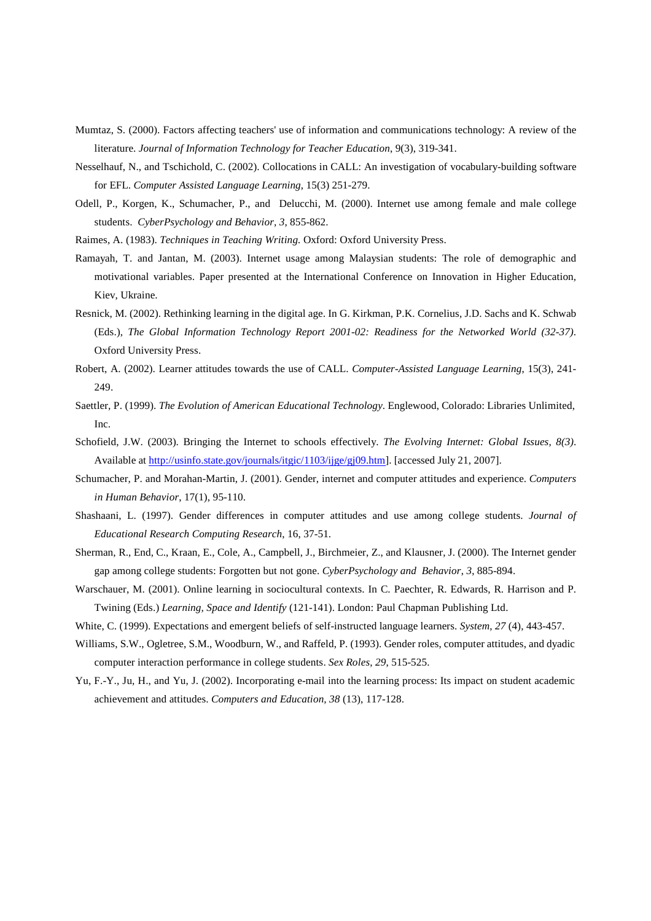Mumtaz, S. (2000). Factors affecting teachers' use of information and communications technology: A review of the literature. *Journal of Information Technology for Teacher Education*, 9(3), 319-341.

Nesselhauf, N., and Tschichold, C. (2002). Collocations in CALL: An investigation of vocabulary-building software for EFL. *Computer Assisted Language Learning*, 15(3) 251-279.

Odell, P., Korgen, K., Schumacher, P., and Delucchi, M. (2000). Internet use among female and male college students. *CyberPsychology and Behavior, 3*, 855-862.

Raimes, A. (1983). *Techniques in Teaching Writing.* Oxford: Oxford University Press.

Ramayah, T. and Jantan, M. (2003). Internet usage among Malaysian students: The role of demographic and motivational variables. Paper presented at the International Conference on Innovation in Higher Education, Kiev, Ukraine.

Resnick, M. (2002). Rethinking learning in the digital age. In G. Kirkman, P.K. Cornelius, J.D. Sachs and K. Schwab (Eds.), *The Global Information Technology Report 2001-02: Readiness for the Networked World (32-37)*. Oxford University Press.

Robert, A. (2002). Learner attitudes towards the use of CALL. *Computer-Assisted Language Learning*, 15(3), 241-249.

Saettler, P. (1999). *The Evolution of American Educational Technology*. Englewood, Colorado: Libraries Unlimited, Inc.

Schofield, J.W. (2003). Bringing the Internet to schools effectively. *The Evolving Internet: Global Issues, 8(3)*. Available at [http://usinfo.state.gov/journals/itgic/1103/ijge/gj09.htm]. [accessed July 21, 2007].

Schumacher, P. and Morahan-Martin, J. (2001). Gender, internet and computer attitudes and experience. *Computers in Human Behavior*, 17(1), 95-110.

Shashaani, L. (1997). Gender differences in computer attitudes and use among college students. *Journal of Educational Research Computing Research*, 16, 37-51.

Sherman, R., End, C., Kraan, E., Cole, A., Campbell, J., Birchmeier, Z., and Klausner, J. (2000). The Internet gender gap among college students: Forgotten but not gone. *CyberPsychology and Behavior, 3*, 885-894.

Warschauer, M. (2001). Online learning in sociocultural contexts. In C. Paechter, R. Edwards, R. Harrison and P. Twining (Eds.) *Learning, Space and Identify* (121-141). London: Paul Chapman Publishing Ltd.

White, C. (1999). Expectations and emergent beliefs of self-instructed language learners. *System, 27* (4), 443-457.

Williams, S.W., Ogletree, S.M., Woodburn, W., and Raffeld, P. (1993). Gender roles, computer attitudes, and dyadic computer interaction performance in college students. *Sex Roles, 29*, 515-525.

Yu, F.-Y., Ju, H., and Yu, J. (2002). Incorporating e-mail into the learning process: Its impact on student academic achievement and attitudes. *Computers and Education, 38* (13), 117-128.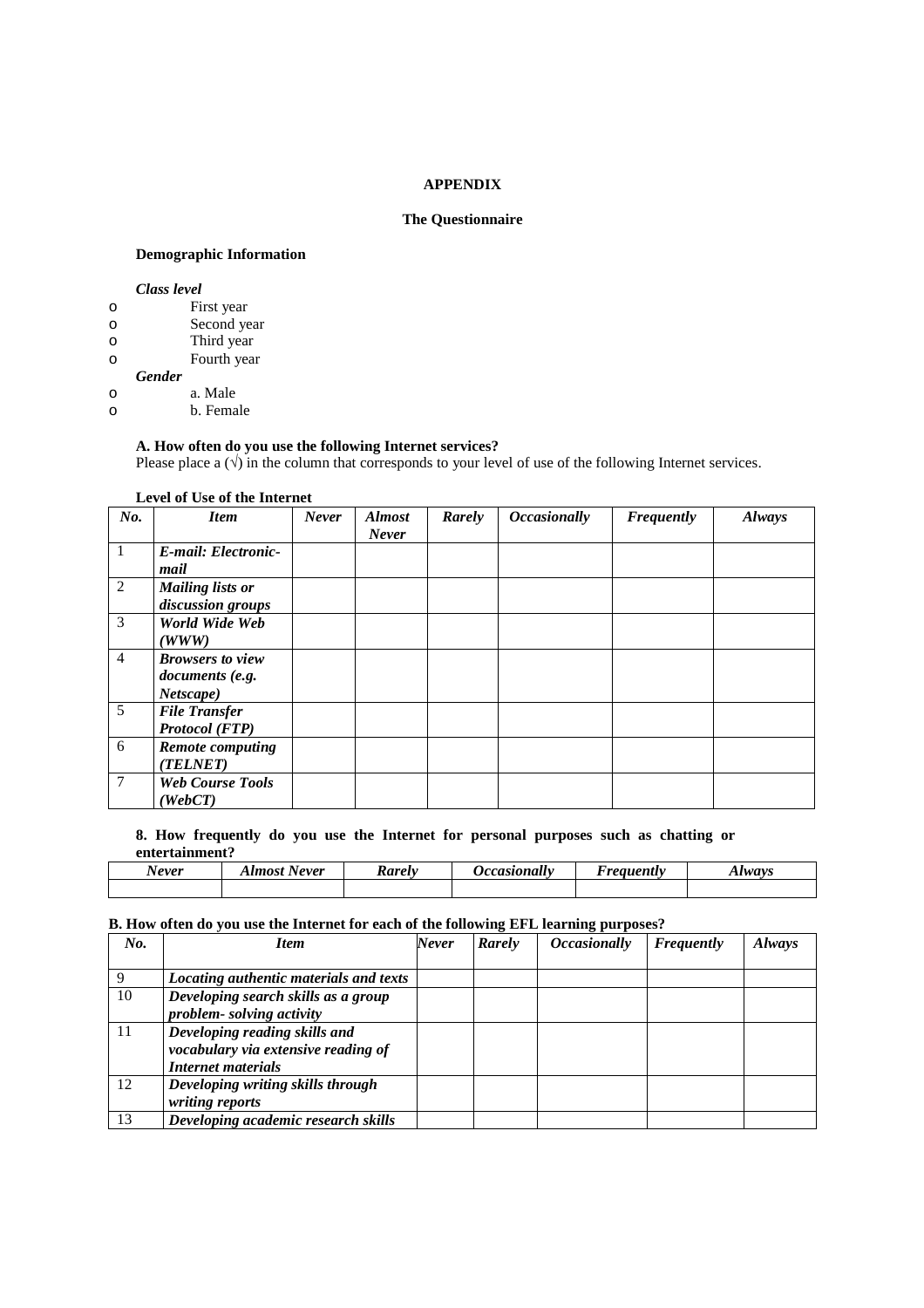# APPENDIX

## The Questionnaire

**Demographic Information**

***Class level***

- First year
- Second year
- Third year
- Fourth year

***Gender***

- a. Male
- b. Female

**A. How often do you use the following Internet services?**

Please place a (√) in the column that corresponds to your level of use of the following Internet services.

**Level of Use of the Internet**

| ***No.*** | ***Item*** | ***Never*** | ***Almost Never*** | ***Rarely*** | ***Occasionally*** | ***Frequently*** | ***Always*** |
|---|---|---|---|---|---|---|---|
| 1 | ***E-mail: Electronic-mail*** | | | | | | |
| 2 | ***Mailing lists or discussion groups*** | | | | | | |
| 3 | ***World Wide Web (WWW)*** | | | | | | |
| 4 | ***Browsers to view documents (e.g. Netscape)*** | | | | | | |
| 5 | ***File Transfer Protocol (FTP)*** | | | | | | |
| 6 | ***Remote computing (TELNET)*** | | | | | | |
| 7 | ***Web Course Tools (WebCT)*** | | | | | | |

**8. How frequently do you use the Internet for personal purposes such as chatting or entertainment?**

| ***Never*** | ***Almost Never*** | ***Rarely*** | ***Occasionally*** | ***Frequently*** | ***Always*** |
|---|---|---|---|---|---|
| | | | | | |

**B. How often do you use the Internet for each of the following EFL learning purposes?**

| ***No.*** | ***Item*** | ***Never*** | ***Rarely*** | ***Occasionally*** | ***Frequently*** | ***Always*** |
|---|---|---|---|---|---|---|
| 9 | ***Locating authentic materials and texts*** | | | | | |
| 10 | ***Developing search skills as a group problem- solving activity*** | | | | | |
| 11 | ***Developing reading skills and vocabulary via extensive reading of Internet materials*** | | | | | |
| 12 | ***Developing writing skills through writing reports*** | | | | | |
| 13 | ***Developing academic research skills*** | | | | | |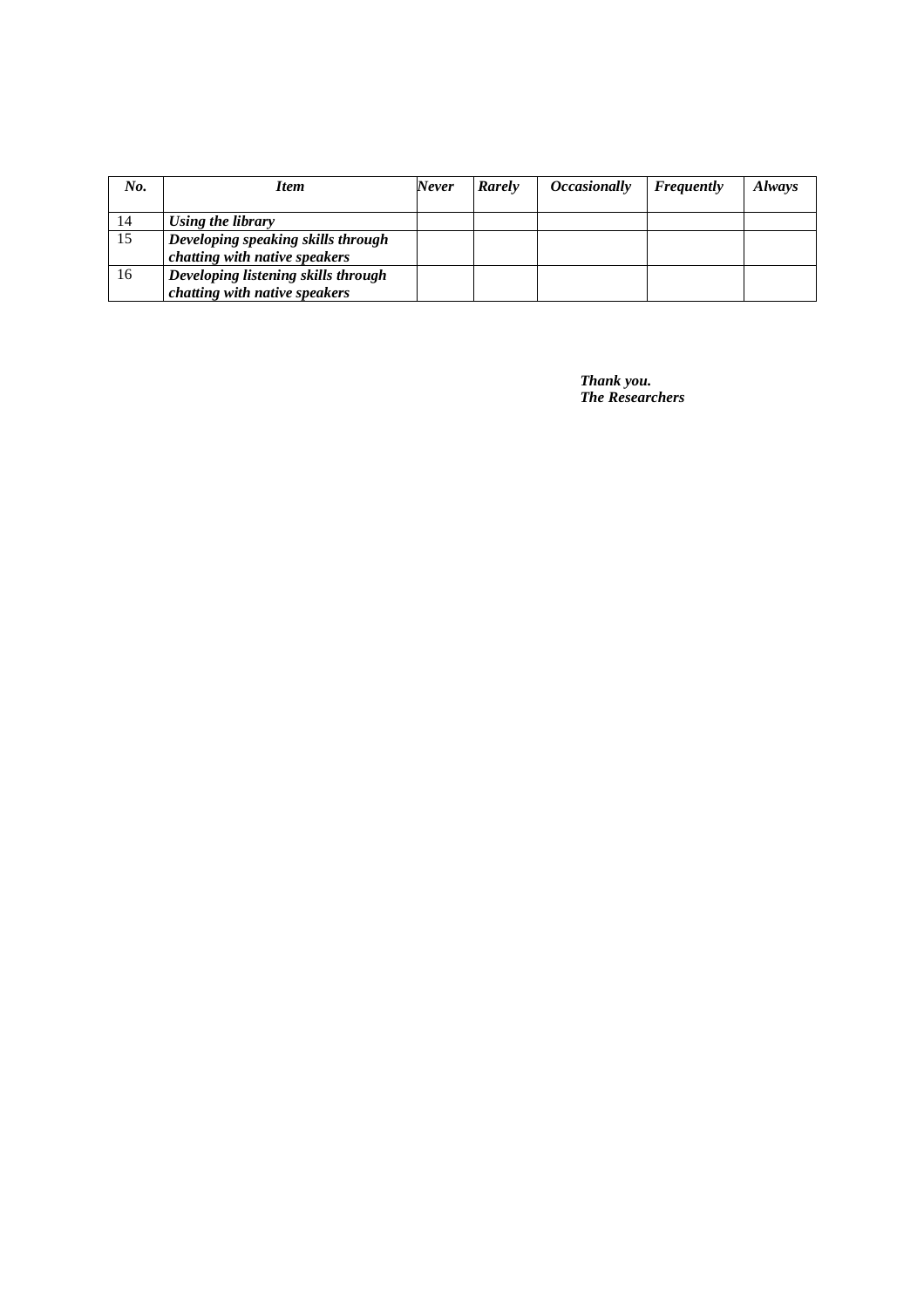| *No.* | *Item* | *Never* | *Rarely* | *Occasionally* | *Frequently* | *Always* |
|---|---|---|---|---|---|---|
| 14 | ***Using the library*** | | | | | |
| 15 | ***Developing speaking skills through chatting with native speakers*** | | | | | |
| 16 | ***Developing listening skills through chatting with native speakers*** | | | | | |

***Thank you.***
***The Researchers***